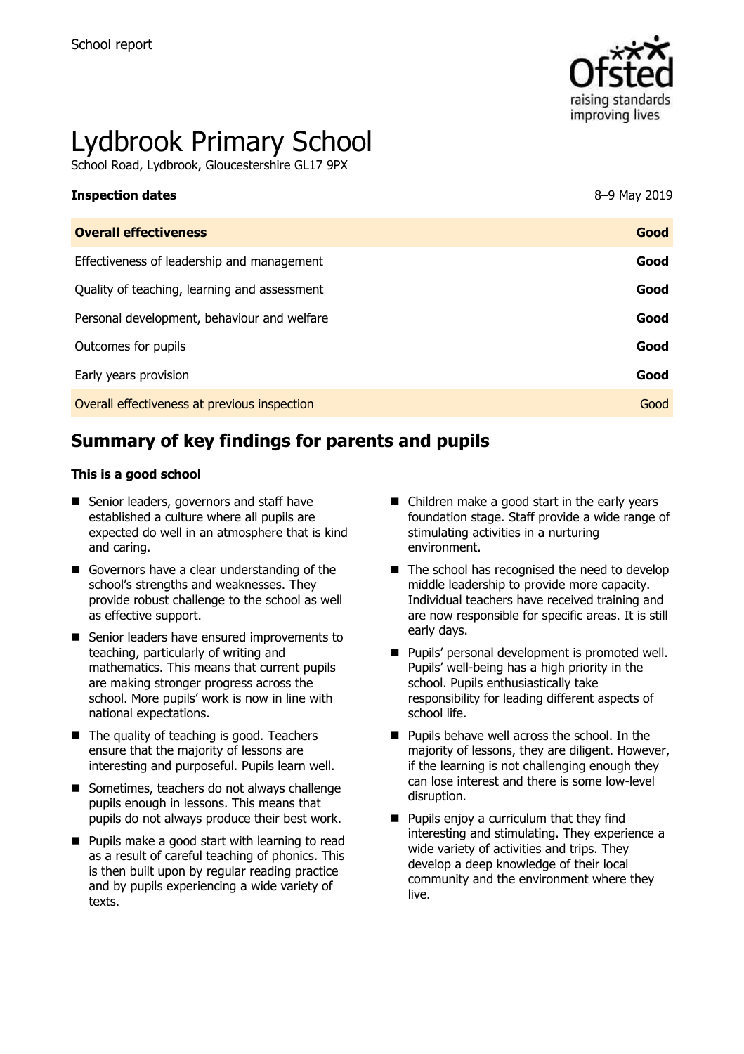School report

# Lydbrook Primary School

School Road, Lydbrook, Gloucestershire GL17 9PX

| **Inspection dates** | 8–9 May 2019 |
| --- | --- |
| **Overall effectiveness** | **Good** |
| Effectiveness of leadership and management | **Good** |
| Quality of teaching, learning and assessment | **Good** |
| Personal development, behaviour and welfare | **Good** |
| Outcomes for pupils | **Good** |
| Early years provision | **Good** |
| Overall effectiveness at previous inspection | Good |

## Summary of key findings for parents and pupils

**This is a good school**

- Senior leaders, governors and staff have established a culture where all pupils are expected do well in an atmosphere that is kind and caring.
- Governors have a clear understanding of the school's strengths and weaknesses. They provide robust challenge to the school as well as effective support.
- Senior leaders have ensured improvements to teaching, particularly of writing and mathematics. This means that current pupils are making stronger progress across the school. More pupils' work is now in line with national expectations.
- The quality of teaching is good. Teachers ensure that the majority of lessons are interesting and purposeful. Pupils learn well.
- Sometimes, teachers do not always challenge pupils enough in lessons. This means that pupils do not always produce their best work.
- Pupils make a good start with learning to read as a result of careful teaching of phonics. This is then built upon by regular reading practice and by pupils experiencing a wide variety of texts.
- Children make a good start in the early years foundation stage. Staff provide a wide range of stimulating activities in a nurturing environment.
- The school has recognised the need to develop middle leadership to provide more capacity. Individual teachers have received training and are now responsible for specific areas. It is still early days.
- Pupils' personal development is promoted well. Pupils' well-being has a high priority in the school. Pupils enthusiastically take responsibility for leading different aspects of school life.
- Pupils behave well across the school. In the majority of lessons, they are diligent. However, if the learning is not challenging enough they can lose interest and there is some low-level disruption.
- Pupils enjoy a curriculum that they find interesting and stimulating. They experience a wide variety of activities and trips. They develop a deep knowledge of their local community and the environment where they live.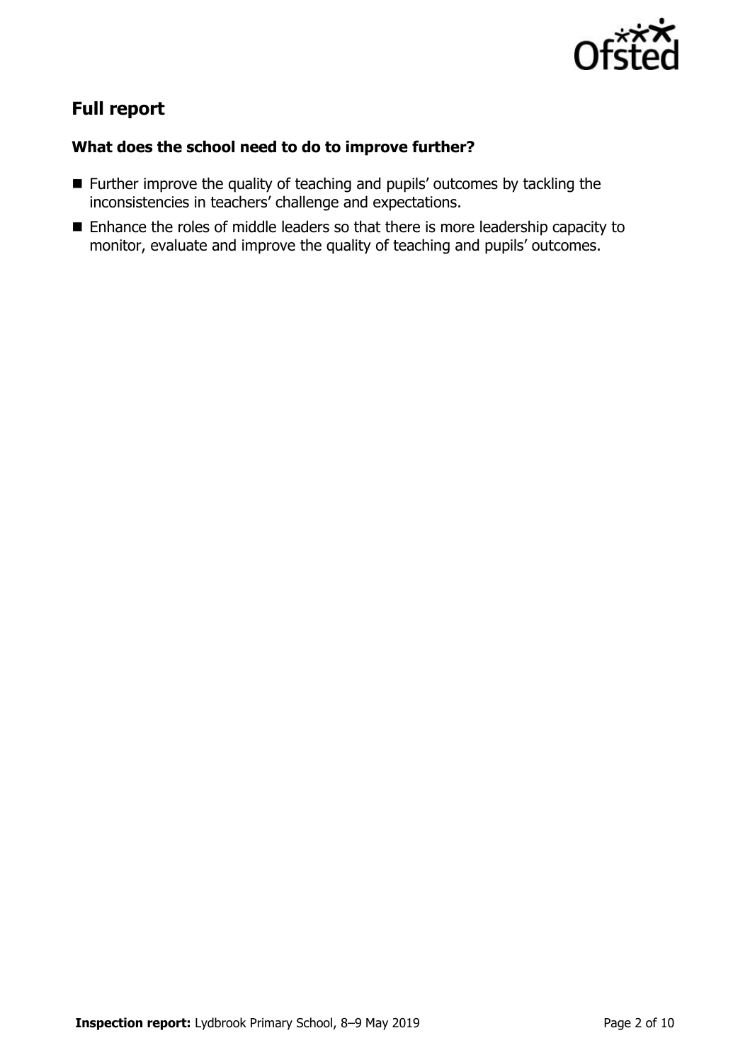## Full report

### What does the school need to do to improve further?

- Further improve the quality of teaching and pupils' outcomes by tackling the inconsistencies in teachers' challenge and expectations.
- Enhance the roles of middle leaders so that there is more leadership capacity to monitor, evaluate and improve the quality of teaching and pupils' outcomes.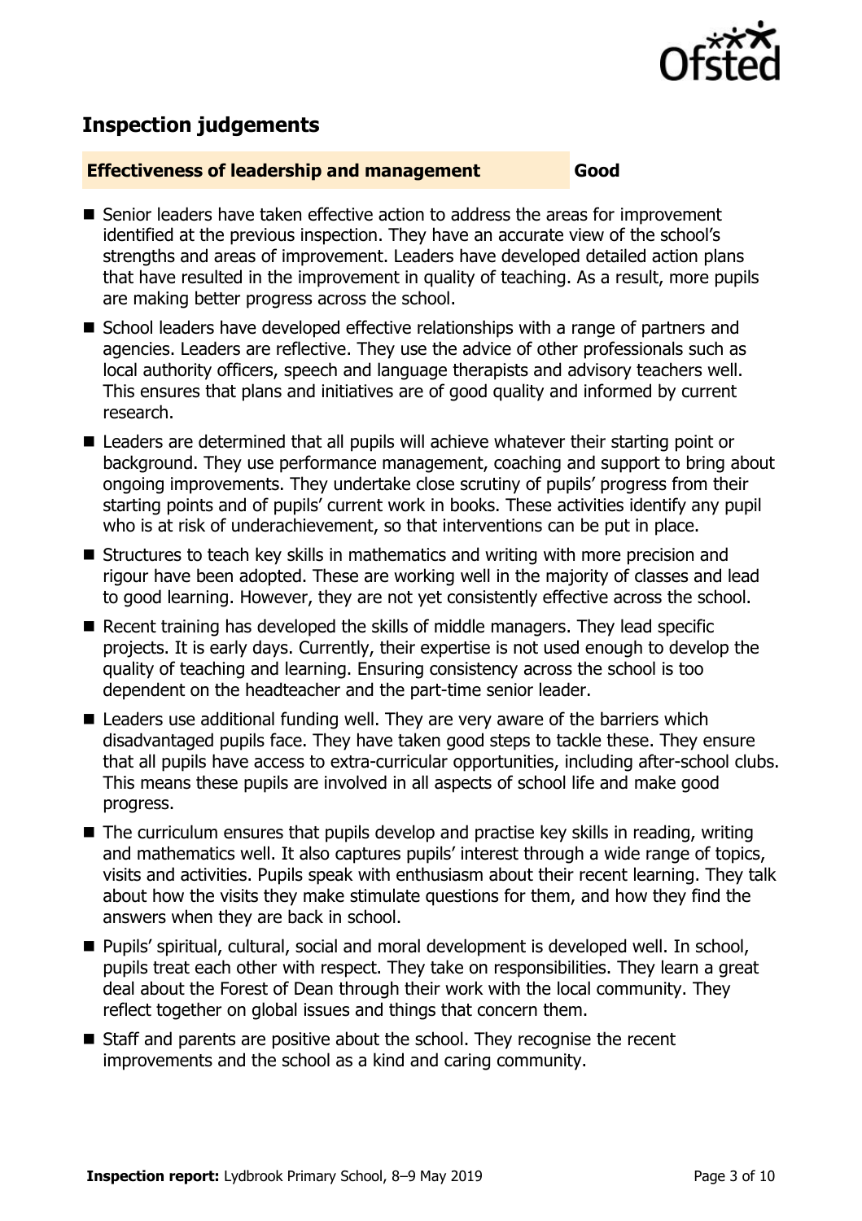## Inspection judgements

**Effectiveness of leadership and management** **Good**

- Senior leaders have taken effective action to address the areas for improvement identified at the previous inspection. They have an accurate view of the school's strengths and areas of improvement. Leaders have developed detailed action plans that have resulted in the improvement in quality of teaching. As a result, more pupils are making better progress across the school.
- School leaders have developed effective relationships with a range of partners and agencies. Leaders are reflective. They use the advice of other professionals such as local authority officers, speech and language therapists and advisory teachers well. This ensures that plans and initiatives are of good quality and informed by current research.
- Leaders are determined that all pupils will achieve whatever their starting point or background. They use performance management, coaching and support to bring about ongoing improvements. They undertake close scrutiny of pupils' progress from their starting points and of pupils' current work in books. These activities identify any pupil who is at risk of underachievement, so that interventions can be put in place.
- Structures to teach key skills in mathematics and writing with more precision and rigour have been adopted. These are working well in the majority of classes and lead to good learning. However, they are not yet consistently effective across the school.
- Recent training has developed the skills of middle managers. They lead specific projects. It is early days. Currently, their expertise is not used enough to develop the quality of teaching and learning. Ensuring consistency across the school is too dependent on the headteacher and the part-time senior leader.
- Leaders use additional funding well. They are very aware of the barriers which disadvantaged pupils face. They have taken good steps to tackle these. They ensure that all pupils have access to extra-curricular opportunities, including after-school clubs. This means these pupils are involved in all aspects of school life and make good progress.
- The curriculum ensures that pupils develop and practise key skills in reading, writing and mathematics well. It also captures pupils' interest through a wide range of topics, visits and activities. Pupils speak with enthusiasm about their recent learning. They talk about how the visits they make stimulate questions for them, and how they find the answers when they are back in school.
- Pupils' spiritual, cultural, social and moral development is developed well. In school, pupils treat each other with respect. They take on responsibilities. They learn a great deal about the Forest of Dean through their work with the local community. They reflect together on global issues and things that concern them.
- Staff and parents are positive about the school. They recognise the recent improvements and the school as a kind and caring community.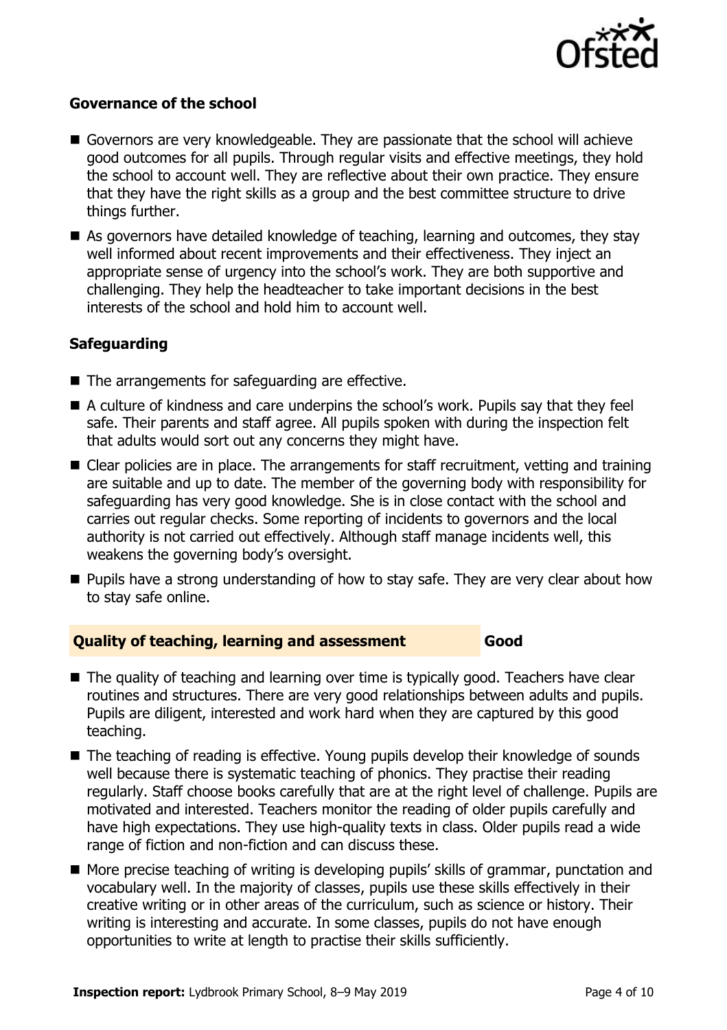### Governance of the school

- Governors are very knowledgeable. They are passionate that the school will achieve good outcomes for all pupils. Through regular visits and effective meetings, they hold the school to account well. They are reflective about their own practice. They ensure that they have the right skills as a group and the best committee structure to drive things further.
- As governors have detailed knowledge of teaching, learning and outcomes, they stay well informed about recent improvements and their effectiveness. They inject an appropriate sense of urgency into the school's work. They are both supportive and challenging. They help the headteacher to take important decisions in the best interests of the school and hold him to account well.

### Safeguarding

- The arrangements for safeguarding are effective.
- A culture of kindness and care underpins the school's work. Pupils say that they feel safe. Their parents and staff agree. All pupils spoken with during the inspection felt that adults would sort out any concerns they might have.
- Clear policies are in place. The arrangements for staff recruitment, vetting and training are suitable and up to date. The member of the governing body with responsibility for safeguarding has very good knowledge. She is in close contact with the school and carries out regular checks. Some reporting of incidents to governors and the local authority is not carried out effectively. Although staff manage incidents well, this weakens the governing body's oversight.
- Pupils have a strong understanding of how to stay safe. They are very clear about how to stay safe online.

## Quality of teaching, learning and assessment — Good

- The quality of teaching and learning over time is typically good. Teachers have clear routines and structures. There are very good relationships between adults and pupils. Pupils are diligent, interested and work hard when they are captured by this good teaching.
- The teaching of reading is effective. Young pupils develop their knowledge of sounds well because there is systematic teaching of phonics. They practise their reading regularly. Staff choose books carefully that are at the right level of challenge. Pupils are motivated and interested. Teachers monitor the reading of older pupils carefully and have high expectations. They use high-quality texts in class. Older pupils read a wide range of fiction and non-fiction and can discuss these.
- More precise teaching of writing is developing pupils' skills of grammar, punctation and vocabulary well. In the majority of classes, pupils use these skills effectively in their creative writing or in other areas of the curriculum, such as science or history. Their writing is interesting and accurate. In some classes, pupils do not have enough opportunities to write at length to practise their skills sufficiently.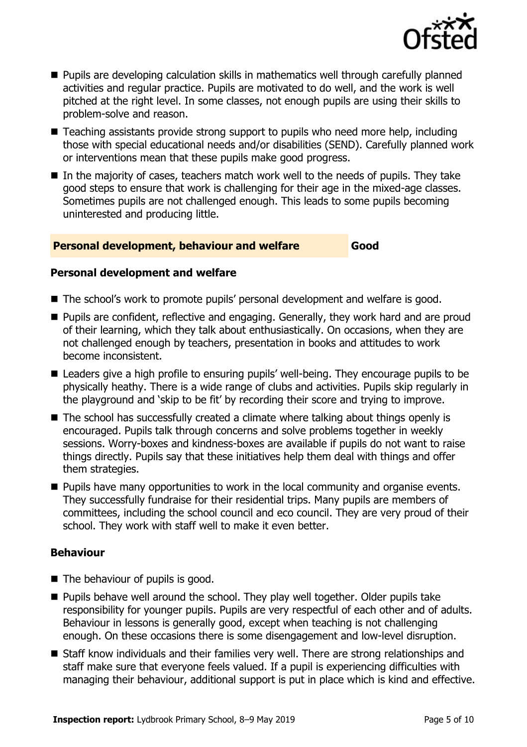- Pupils are developing calculation skills in mathematics well through carefully planned activities and regular practice. Pupils are motivated to do well, and the work is well pitched at the right level. In some classes, not enough pupils are using their skills to problem-solve and reason.
- Teaching assistants provide strong support to pupils who need more help, including those with special educational needs and/or disabilities (SEND). Carefully planned work or interventions mean that these pupils make good progress.
- In the majority of cases, teachers match work well to the needs of pupils. They take good steps to ensure that work is challenging for their age in the mixed-age classes. Sometimes pupils are not challenged enough. This leads to some pupils becoming uninterested and producing little.

## Personal development, behaviour and welfare — Good

### Personal development and welfare

- The school's work to promote pupils' personal development and welfare is good.
- Pupils are confident, reflective and engaging. Generally, they work hard and are proud of their learning, which they talk about enthusiastically. On occasions, when they are not challenged enough by teachers, presentation in books and attitudes to work become inconsistent.
- Leaders give a high profile to ensuring pupils' well-being. They encourage pupils to be physically heathy. There is a wide range of clubs and activities. Pupils skip regularly in the playground and 'skip to be fit' by recording their score and trying to improve.
- The school has successfully created a climate where talking about things openly is encouraged. Pupils talk through concerns and solve problems together in weekly sessions. Worry-boxes and kindness-boxes are available if pupils do not want to raise things directly. Pupils say that these initiatives help them deal with things and offer them strategies.
- Pupils have many opportunities to work in the local community and organise events. They successfully fundraise for their residential trips. Many pupils are members of committees, including the school council and eco council. They are very proud of their school. They work with staff well to make it even better.

### Behaviour

- The behaviour of pupils is good.
- Pupils behave well around the school. They play well together. Older pupils take responsibility for younger pupils. Pupils are very respectful of each other and of adults. Behaviour in lessons is generally good, except when teaching is not challenging enough. On these occasions there is some disengagement and low-level disruption.
- Staff know individuals and their families very well. There are strong relationships and staff make sure that everyone feels valued. If a pupil is experiencing difficulties with managing their behaviour, additional support is put in place which is kind and effective.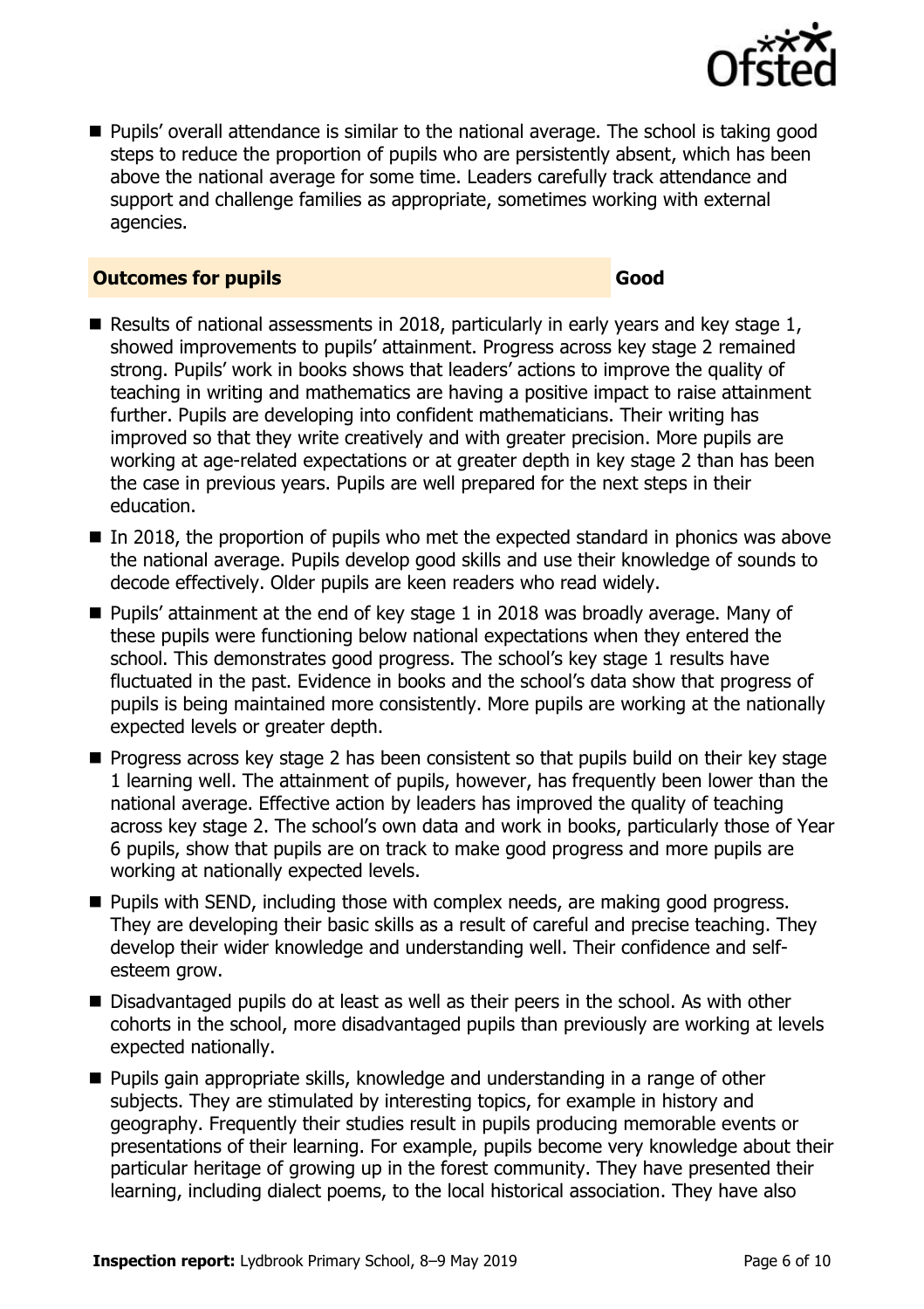- Pupils' overall attendance is similar to the national average. The school is taking good steps to reduce the proportion of pupils who are persistently absent, which has been above the national average for some time. Leaders carefully track attendance and support and challenge families as appropriate, sometimes working with external agencies.

## Outcomes for pupils — Good

- Results of national assessments in 2018, particularly in early years and key stage 1, showed improvements to pupils' attainment. Progress across key stage 2 remained strong. Pupils' work in books shows that leaders' actions to improve the quality of teaching in writing and mathematics are having a positive impact to raise attainment further. Pupils are developing into confident mathematicians. Their writing has improved so that they write creatively and with greater precision. More pupils are working at age-related expectations or at greater depth in key stage 2 than has been the case in previous years. Pupils are well prepared for the next steps in their education.
- In 2018, the proportion of pupils who met the expected standard in phonics was above the national average. Pupils develop good skills and use their knowledge of sounds to decode effectively. Older pupils are keen readers who read widely.
- Pupils' attainment at the end of key stage 1 in 2018 was broadly average. Many of these pupils were functioning below national expectations when they entered the school. This demonstrates good progress. The school's key stage 1 results have fluctuated in the past. Evidence in books and the school's data show that progress of pupils is being maintained more consistently. More pupils are working at the nationally expected levels or greater depth.
- Progress across key stage 2 has been consistent so that pupils build on their key stage 1 learning well. The attainment of pupils, however, has frequently been lower than the national average. Effective action by leaders has improved the quality of teaching across key stage 2. The school's own data and work in books, particularly those of Year 6 pupils, show that pupils are on track to make good progress and more pupils are working at nationally expected levels.
- Pupils with SEND, including those with complex needs, are making good progress. They are developing their basic skills as a result of careful and precise teaching. They develop their wider knowledge and understanding well. Their confidence and self-esteem grow.
- Disadvantaged pupils do at least as well as their peers in the school. As with other cohorts in the school, more disadvantaged pupils than previously are working at levels expected nationally.
- Pupils gain appropriate skills, knowledge and understanding in a range of other subjects. They are stimulated by interesting topics, for example in history and geography. Frequently their studies result in pupils producing memorable events or presentations of their learning. For example, pupils become very knowledge about their particular heritage of growing up in the forest community. They have presented their learning, including dialect poems, to the local historical association. They have also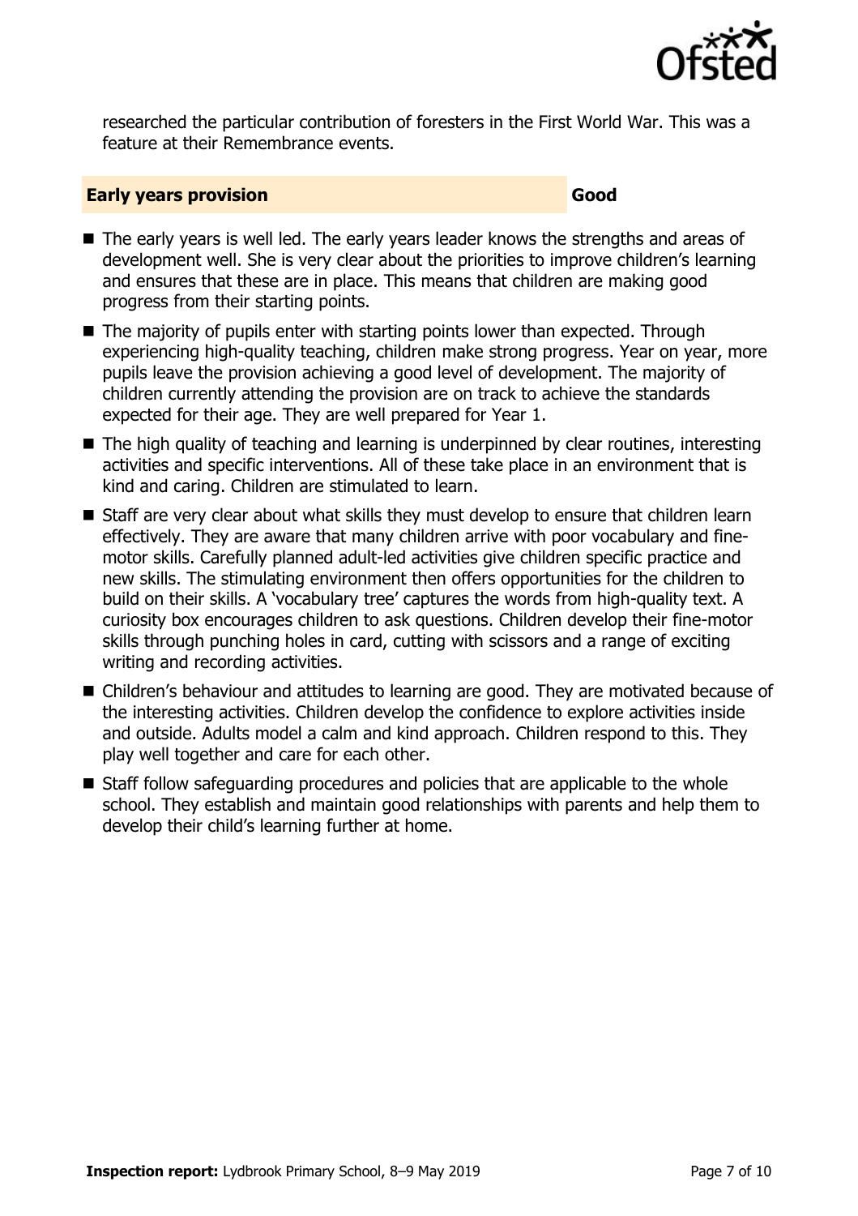researched the particular contribution of foresters in the First World War. This was a feature at their Remembrance events.

## Early years provision — Good

- The early years is well led. The early years leader knows the strengths and areas of development well. She is very clear about the priorities to improve children's learning and ensures that these are in place. This means that children are making good progress from their starting points.
- The majority of pupils enter with starting points lower than expected. Through experiencing high-quality teaching, children make strong progress. Year on year, more pupils leave the provision achieving a good level of development. The majority of children currently attending the provision are on track to achieve the standards expected for their age. They are well prepared for Year 1.
- The high quality of teaching and learning is underpinned by clear routines, interesting activities and specific interventions. All of these take place in an environment that is kind and caring. Children are stimulated to learn.
- Staff are very clear about what skills they must develop to ensure that children learn effectively. They are aware that many children arrive with poor vocabulary and fine-motor skills. Carefully planned adult-led activities give children specific practice and new skills. The stimulating environment then offers opportunities for the children to build on their skills. A 'vocabulary tree' captures the words from high-quality text. A curiosity box encourages children to ask questions. Children develop their fine-motor skills through punching holes in card, cutting with scissors and a range of exciting writing and recording activities.
- Children's behaviour and attitudes to learning are good. They are motivated because of the interesting activities. Children develop the confidence to explore activities inside and outside. Adults model a calm and kind approach. Children respond to this. They play well together and care for each other.
- Staff follow safeguarding procedures and policies that are applicable to the whole school. They establish and maintain good relationships with parents and help them to develop their child's learning further at home.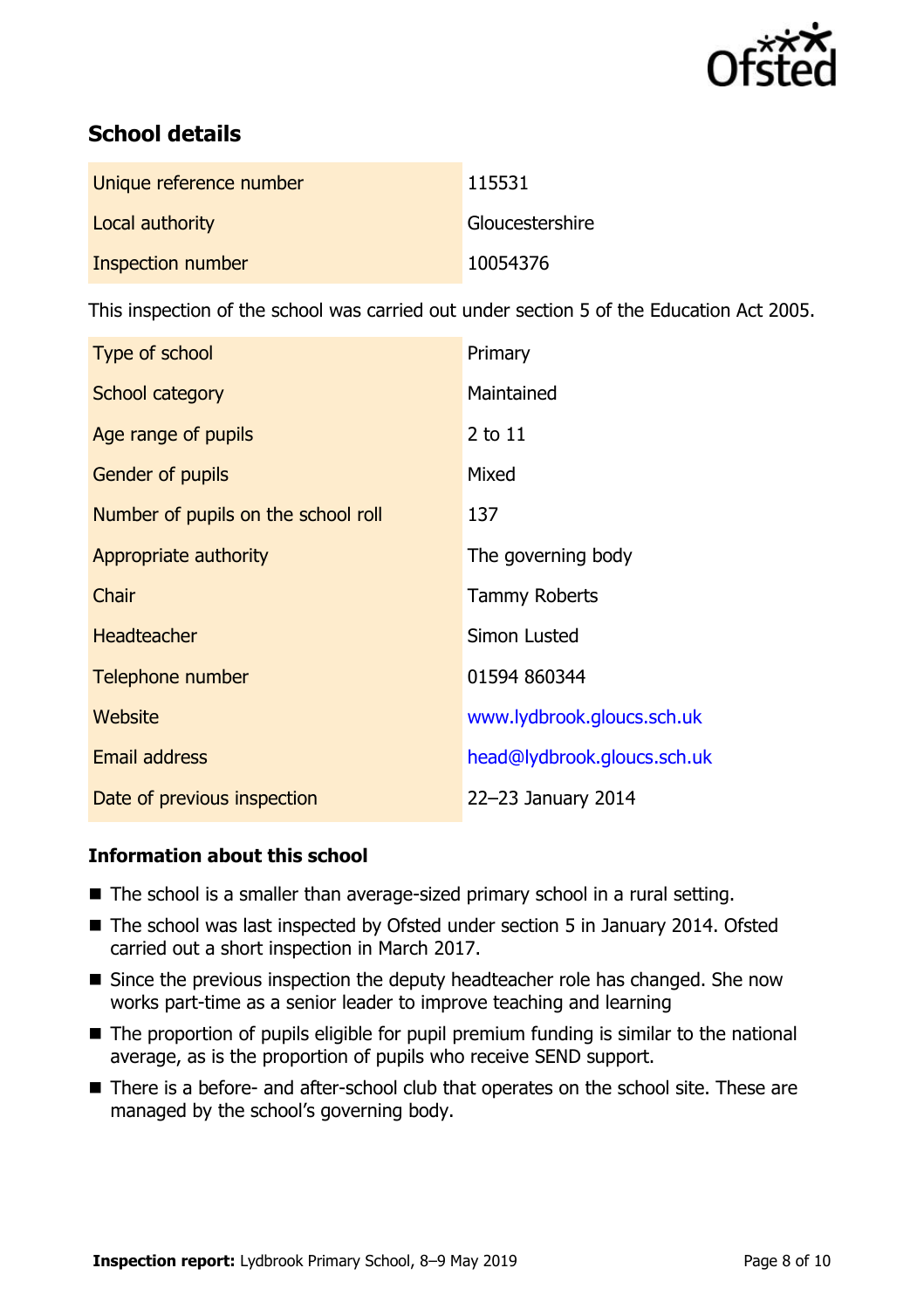## School details

| | |
|---|---|
| Unique reference number | 115531 |
| Local authority | Gloucestershire |
| Inspection number | 10054376 |

This inspection of the school was carried out under section 5 of the Education Act 2005.

| | |
|---|---|
| Type of school | Primary |
| School category | Maintained |
| Age range of pupils | 2 to 11 |
| Gender of pupils | Mixed |
| Number of pupils on the school roll | 137 |
| Appropriate authority | The governing body |
| Chair | Tammy Roberts |
| Headteacher | Simon Lusted |
| Telephone number | 01594 860344 |
| Website | www.lydbrook.gloucs.sch.uk |
| Email address | head@lydbrook.gloucs.sch.uk |
| Date of previous inspection | 22–23 January 2014 |

### Information about this school

- The school is a smaller than average-sized primary school in a rural setting.
- The school was last inspected by Ofsted under section 5 in January 2014. Ofsted carried out a short inspection in March 2017.
- Since the previous inspection the deputy headteacher role has changed. She now works part-time as a senior leader to improve teaching and learning
- The proportion of pupils eligible for pupil premium funding is similar to the national average, as is the proportion of pupils who receive SEND support.
- There is a before- and after-school club that operates on the school site. These are managed by the school's governing body.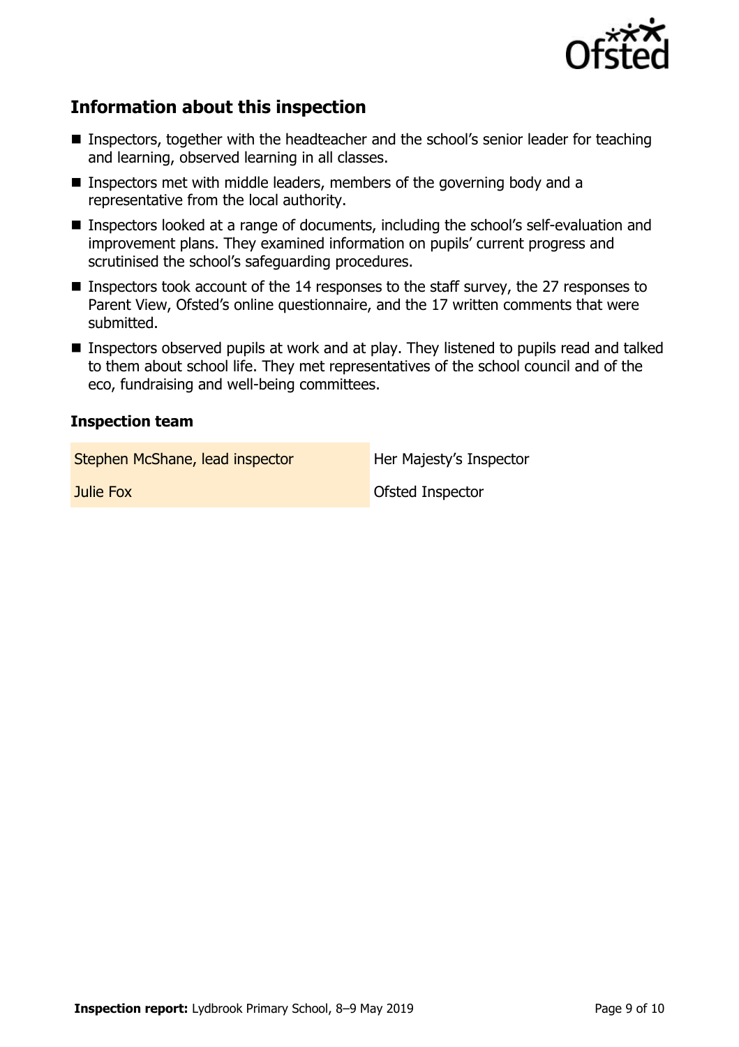## Information about this inspection

- Inspectors, together with the headteacher and the school's senior leader for teaching and learning, observed learning in all classes.
- Inspectors met with middle leaders, members of the governing body and a representative from the local authority.
- Inspectors looked at a range of documents, including the school's self-evaluation and improvement plans. They examined information on pupils' current progress and scrutinised the school's safeguarding procedures.
- Inspectors took account of the 14 responses to the staff survey, the 27 responses to Parent View, Ofsted's online questionnaire, and the 17 written comments that were submitted.
- Inspectors observed pupils at work and at play. They listened to pupils read and talked to them about school life. They met representatives of the school council and of the eco, fundraising and well-being committees.

### Inspection team

| | |
|---|---|
| Stephen McShane, lead inspector | Her Majesty's Inspector |
| Julie Fox | Ofsted Inspector |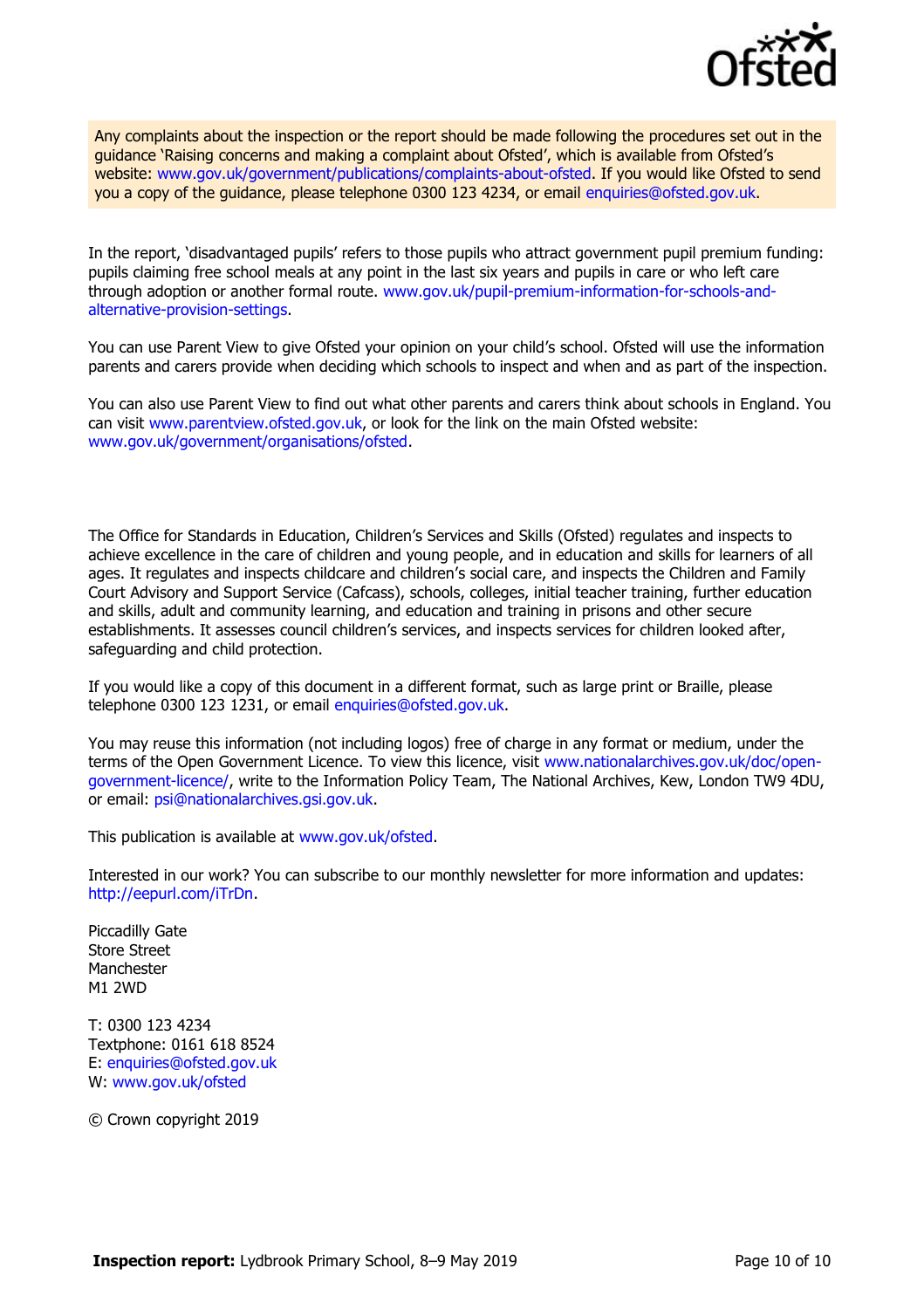Any complaints about the inspection or the report should be made following the procedures set out in the guidance 'Raising concerns and making a complaint about Ofsted', which is available from Ofsted's website: www.gov.uk/government/publications/complaints-about-ofsted. If you would like Ofsted to send you a copy of the guidance, please telephone 0300 123 4234, or email enquiries@ofsted.gov.uk.

In the report, 'disadvantaged pupils' refers to those pupils who attract government pupil premium funding: pupils claiming free school meals at any point in the last six years and pupils in care or who left care through adoption or another formal route. www.gov.uk/pupil-premium-information-for-schools-and-alternative-provision-settings.

You can use Parent View to give Ofsted your opinion on your child's school. Ofsted will use the information parents and carers provide when deciding which schools to inspect and when and as part of the inspection.

You can also use Parent View to find out what other parents and carers think about schools in England. You can visit www.parentview.ofsted.gov.uk, or look for the link on the main Ofsted website: www.gov.uk/government/organisations/ofsted.

The Office for Standards in Education, Children's Services and Skills (Ofsted) regulates and inspects to achieve excellence in the care of children and young people, and in education and skills for learners of all ages. It regulates and inspects childcare and children's social care, and inspects the Children and Family Court Advisory and Support Service (Cafcass), schools, colleges, initial teacher training, further education and skills, adult and community learning, and education and training in prisons and other secure establishments. It assesses council children's services, and inspects services for children looked after, safeguarding and child protection.

If you would like a copy of this document in a different format, such as large print or Braille, please telephone 0300 123 1231, or email enquiries@ofsted.gov.uk.

You may reuse this information (not including logos) free of charge in any format or medium, under the terms of the Open Government Licence. To view this licence, visit www.nationalarchives.gov.uk/doc/open-government-licence/, write to the Information Policy Team, The National Archives, Kew, London TW9 4DU, or email: psi@nationalarchives.gsi.gov.uk.

This publication is available at www.gov.uk/ofsted.

Interested in our work? You can subscribe to our monthly newsletter for more information and updates: http://eepurl.com/iTrDn.

Piccadilly Gate
Store Street
Manchester
M1 2WD

T: 0300 123 4234
Textphone: 0161 618 8524
E: enquiries@ofsted.gov.uk
W: www.gov.uk/ofsted

© Crown copyright 2019